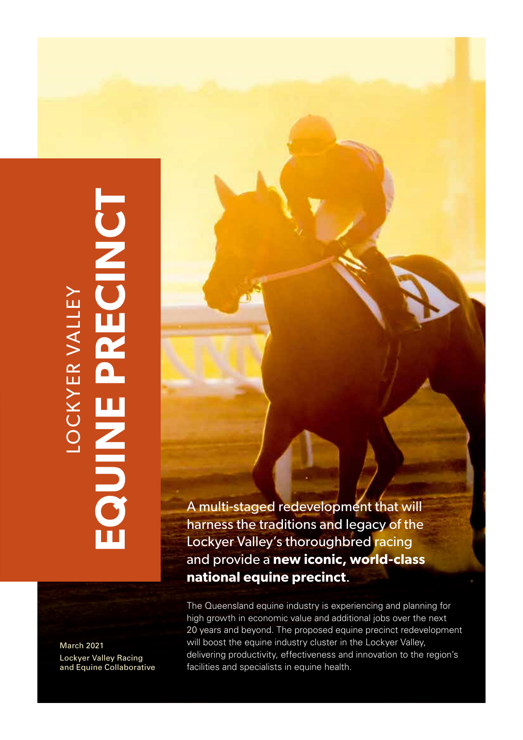# LOCKYER VALLEY EQUINE PRECINCT

A multi-staged redevelopment that will harness the traditions and legacy of the Lockyer Valley's thoroughbred racing and provide a **new iconic, world-class national equine precinct**.

The Queensland equine industry is experiencing and planning for high growth in economic value and additional jobs over the next 20 years and beyond. The proposed equine precinct redevelopment will boost the equine industry cluster in the Lockyer Valley, delivering productivity, effectiveness and innovation to the region's facilities and specialists in equine health.

March 2021

Lockyer Valley Racing and Equine Collaborative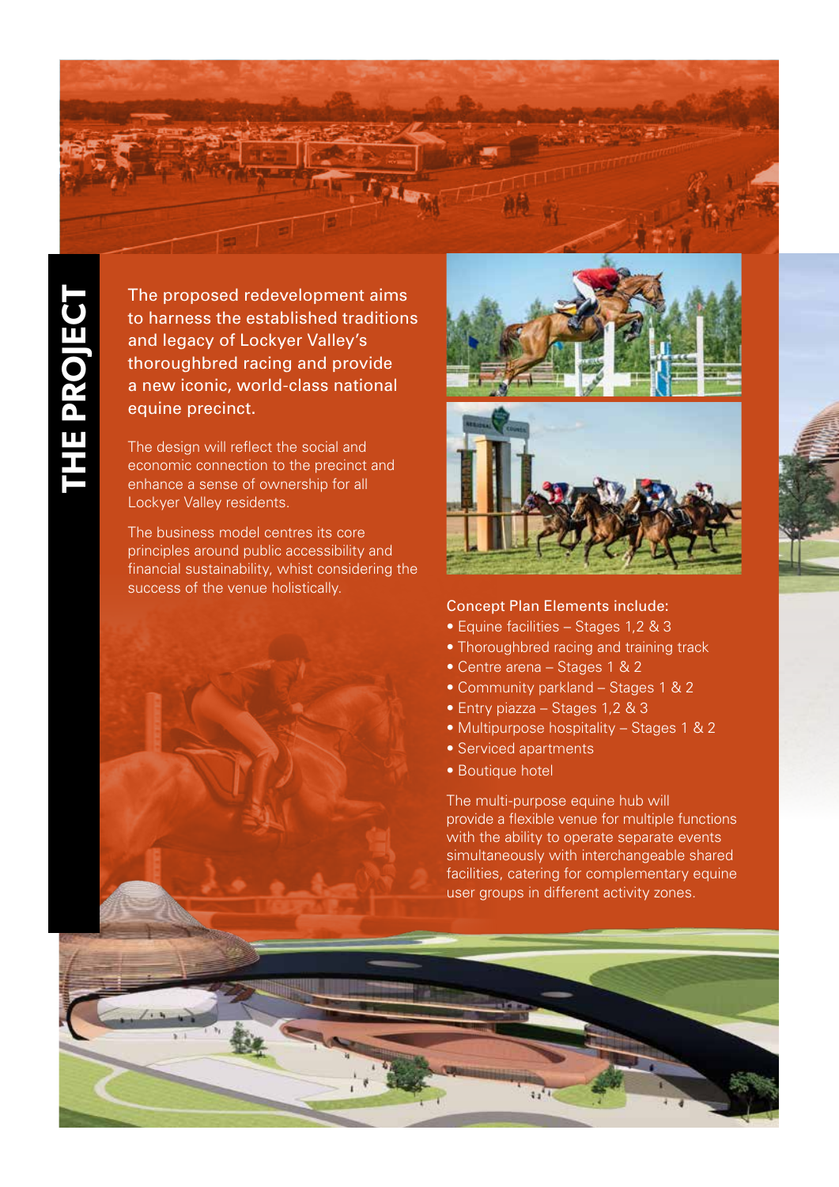# THE PROJECT

The proposed redevelopment aims to harness the established traditions and legacy of Lockyer Valley's thoroughbred racing and provide a new iconic, world-class national equine precinct.

The design will reflect the social and economic connection to the precinct and enhance a sense of ownership for all Lockyer Valley residents.

The business model centres its core principles around public accessibility and financial sustainability, whilst considering the success of the venue holistically.

Concept Plan Elements include:

- Equine facilities – Stages 1,2 & 3
- Thoroughbred racing and training track
- Centre arena – Stages 1 & 2
- Community parkland – Stages 1 & 2
- Entry piazza – Stages 1,2 & 3
- Multipurpose hospitality – Stages 1 & 2
- Serviced apartments
- Boutique hotel

The multi-purpose equine hub will provide a flexible venue for multiple functions with the ability to operate separate events simultaneously with interchangeable shared facilities, catering for complementary equine user groups in different activity zones.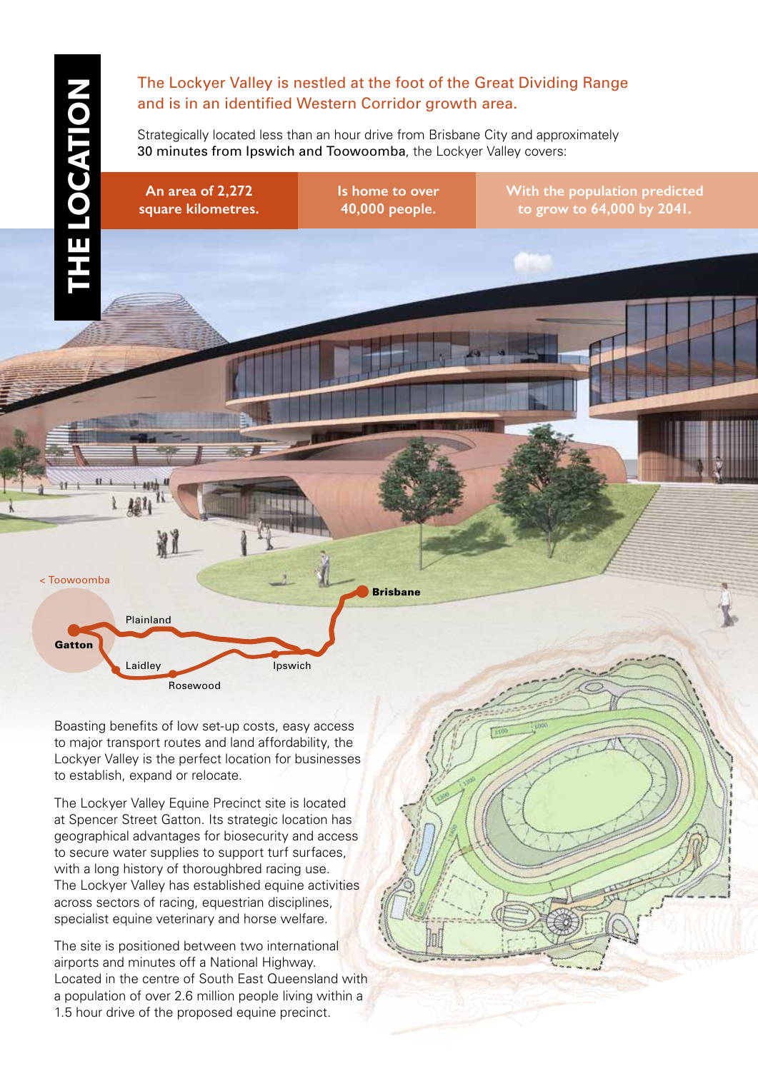# THE LOCATION

The Lockyer Valley is nestled at the foot of the Great Dividing Range and is in an identified Western Corridor growth area.

Strategically located less than an hour drive from Brisbane City and approximately 30 minutes from Ipswich and Toowoomba, the Lockyer Valley covers:

| An area of 2,272 square kilometres. | Is home to over 40,000 people. | With the population predicted to grow to 64,000 by 2041. |
|---|---|---|

< Toowoomba

Plainland

Gatton

Laidley

Rosewood

Ipswich

Brisbane

Boasting benefits of low set-up costs, easy access to major transport routes and land affordability, the Lockyer Valley is the perfect location for businesses to establish, expand or relocate.

The Lockyer Valley Equine Precinct site is located at Spencer Street Gatton. Its strategic location has geographical advantages for biosecurity and access to secure water supplies to support turf surfaces, with a long history of thoroughbred racing use. The Lockyer Valley has established equine activities across sectors of racing, equestrian disciplines, specialist equine veterinary and horse welfare.

The site is positioned between two international airports and minutes off a National Highway. Located in the centre of South East Queensland with a population of over 2.6 million people living within a 1.5 hour drive of the proposed equine precinct.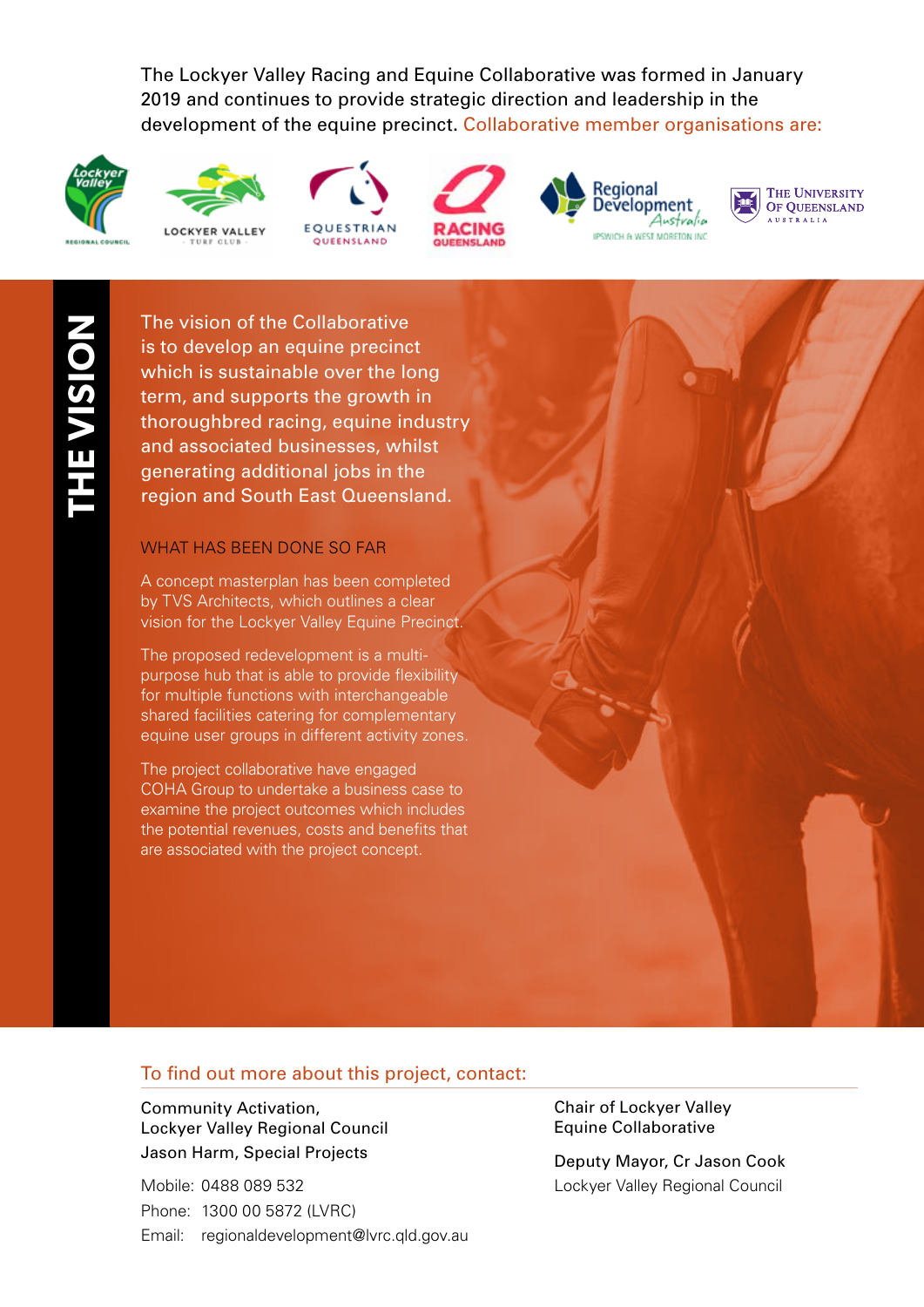The Lockyer Valley Racing and Equine Collaborative was formed in January 2019 and continues to provide strategic direction and leadership in the development of the equine precinct. Collaborative member organisations are:

## THE VISION

The vision of the Collaborative is to develop an equine precinct which is sustainable over the long term, and supports the growth in thoroughbred racing, equine industry and associated businesses, whilst generating additional jobs in the region and South East Queensland.

### WHAT HAS BEEN DONE SO FAR

A concept masterplan has been completed by TVS Architects, which outlines a clear vision for the Lockyer Valley Equine Precinct.

The proposed redevelopment is a multi-purpose hub that is able to provide flexibility for multiple functions with interchangeable shared facilities catering for complementary equine user groups in different activity zones.

The project collaborative have engaged COHA Group to undertake a business case to examine the project outcomes which includes the potential revenues, costs and benefits that are associated with the project concept.

### To find out more about this project, contact:

Community Activation,
Lockyer Valley Regional Council
Jason Harm, Special Projects

Mobile: 0488 089 532
Phone: 1300 00 5872 (LVRC)
Email: regionaldevelopment@lvrc.qld.gov.au

Chair of Lockyer Valley
Equine Collaborative

Deputy Mayor, Cr Jason Cook
Lockyer Valley Regional Council